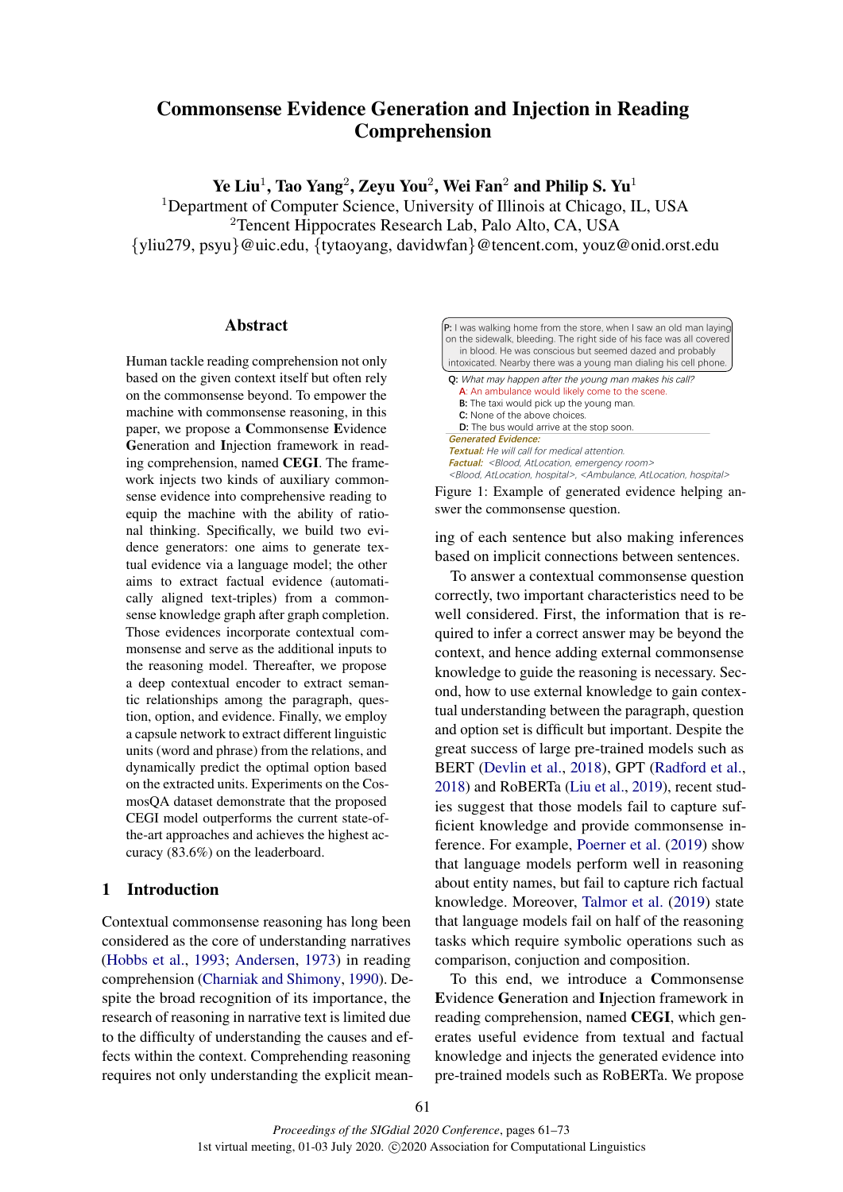# Commonsense Evidence Generation and Injection in Reading Comprehension

**Ye Liu**[1], **Tao Yang**[2], **Zeyu You**[2], **Wei Fan**[2] **and Philip S. Yu**[1]

[1]Department of Computer Science, University of Illinois at Chicago, IL, USA
[2]Tencent Hippocrates Research Lab, Palo Alto, CA, USA
{yliu279, psyu}@uic.edu, {tytaoyang, davidwfan}@tencent.com, youz@onid.orst.edu

## Abstract

Human tackle reading comprehension not only based on the given context itself but often rely on the commonsense beyond. To empower the machine with commonsense reasoning, in this paper, we propose a **C**ommonsense **E**vidence **G**eneration and **I**njection framework in reading comprehension, named **CEGI**. The framework injects two kinds of auxiliary commonsense evidence into comprehensive reading to equip the machine with the ability of rational thinking. Specifically, we build two evidence generators: one aims to generate textual evidence via a language model; the other aims to extract factual evidence (automatically aligned text-triples) from a commonsense knowledge graph after graph completion. Those evidences incorporate contextual commonsense and serve as the additional inputs to the reasoning model. Thereafter, we propose a deep contextual encoder to extract semantic relationships among the paragraph, question, option, and evidence. Finally, we employ a capsule network to extract different linguistic units (word and phrase) from the relations, and dynamically predict the optimal option based on the extracted units. Experiments on the CosmosQA dataset demonstrate that the proposed CEGI model outperforms the current state-of-the-art approaches and achieves the highest accuracy (83.6%) on the leaderboard.

**P:** I was walking home from the store, when I saw an old man laying on the sidewalk, bleeding. The right side of his face was all covered in blood. He was conscious but seemed dazed and probably intoxicated. Nearby there was a young man dialing his cell phone.

**Q:** *What may happen after the young man makes his call?*
**A:** An ambulance would likely come to the scene.
**B:** The taxi would pick up the young man.
**C:** None of the above choices.
**D:** The bus would arrive at the stop soon.

***Generated Evidence:***
***Textual:*** *He will call for medical attention.*
***Factual:*** *<Blood, AtLocation, emergency room>*
*<Blood, AtLocation, hospital>, <Ambulance, AtLocation, hospital>*

Figure 1: Example of generated evidence helping answer the commonsense question.

## 1 Introduction

Contextual commonsense reasoning has long been considered as the core of understanding narratives (Hobbs et al., 1993; Andersen, 1973) in reading comprehension (Charniak and Shimony, 1990). Despite the broad recognition of its importance, the research of reasoning in narrative text is limited due to the difficulty of understanding the causes and effects within the context. Comprehending reasoning requires not only understanding the explicit meaning of each sentence but also making inferences based on implicit connections between sentences.

To answer a contextual commonsense question correctly, two important characteristics need to be well considered. First, the information that is required to infer a correct answer may be beyond the context, and hence adding external commonsense knowledge to guide the reasoning is necessary. Second, how to use external knowledge to gain contextual understanding between the paragraph, question and option set is difficult but important. Despite the great success of large pre-trained models such as BERT (Devlin et al., 2018), GPT (Radford et al., 2018) and RoBERTa (Liu et al., 2019), recent studies suggest that those models fail to capture sufficient knowledge and provide commonsense inference. For example, Poerner et al. (2019) show that language models perform well in reasoning about entity names, but fail to capture rich factual knowledge. Moreover, Talmor et al. (2019) state that language models fail on half of the reasoning tasks which require symbolic operations such as comparison, conjuction and composition.

To this end, we introduce a **C**ommonsense **E**vidence **G**eneration and **I**njection framework in reading comprehension, named **CEGI**, which generates useful evidence from textual and factual knowledge and injects the generated evidence into pre-trained models such as RoBERTa. We propose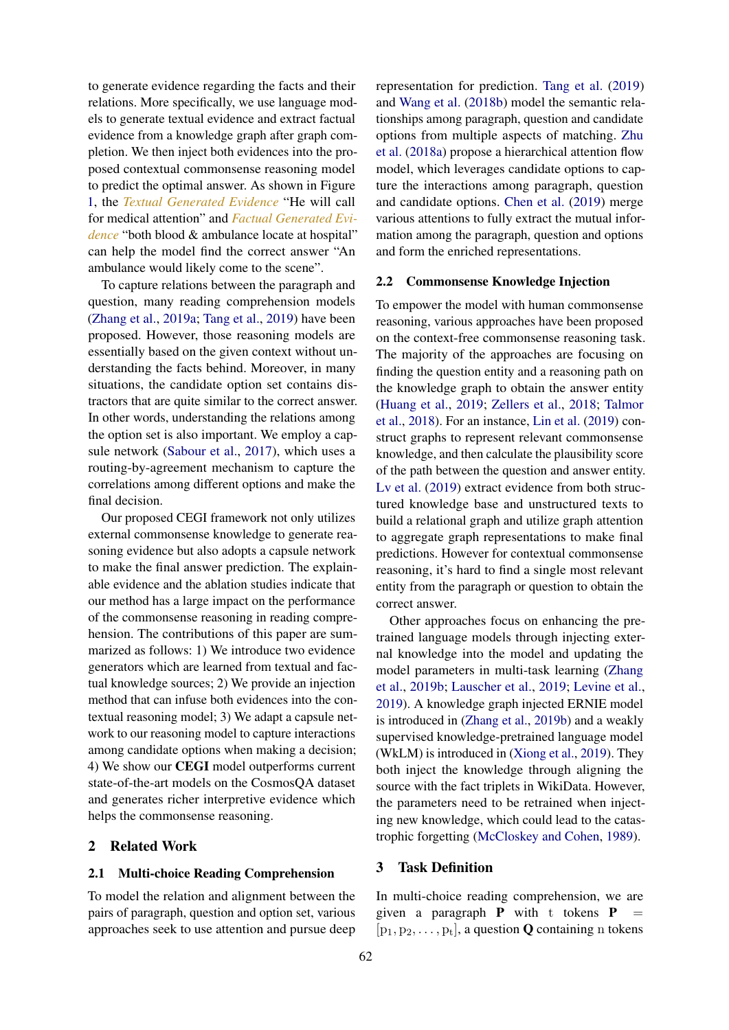to generate evidence regarding the facts and their relations. More specifically, we use language models to generate textual evidence and extract factual evidence from a knowledge graph after graph completion. We then inject both evidences into the proposed contextual commonsense reasoning model to predict the optimal answer. As shown in Figure 1, the *Textual Generated Evidence* "He will call for medical attention" and *Factual Generated Evidence* "both blood & ambulance locate at hospital" can help the model find the correct answer "An ambulance would likely come to the scene".

To capture relations between the paragraph and question, many reading comprehension models (Zhang et al., 2019a; Tang et al., 2019) have been proposed. However, those reasoning models are essentially based on the given context without understanding the facts behind. Moreover, in many situations, the candidate option set contains distractors that are quite similar to the correct answer. In other words, understanding the relations among the option set is also important. We employ a capsule network (Sabour et al., 2017), which uses a routing-by-agreement mechanism to capture the correlations among different options and make the final decision.

Our proposed CEGI framework not only utilizes external commonsense knowledge to generate reasoning evidence but also adopts a capsule network to make the final answer prediction. The explainable evidence and the ablation studies indicate that our method has a large impact on the performance of the commonsense reasoning in reading comprehension. The contributions of this paper are summarized as follows: 1) We introduce two evidence generators which are learned from textual and factual knowledge sources; 2) We provide an injection method that can infuse both evidences into the contextual reasoning model; 3) We adapt a capsule network to our reasoning model to capture interactions among candidate options when making a decision; 4) We show our **CEGI** model outperforms current state-of-the-art models on the CosmosQA dataset and generates richer interpretive evidence which helps the commonsense reasoning.

## 2 Related Work

### 2.1 Multi-choice Reading Comprehension

To model the relation and alignment between the pairs of paragraph, question and option set, various approaches seek to use attention and pursue deep representation for prediction. Tang et al. (2019) and Wang et al. (2018b) model the semantic relationships among paragraph, question and candidate options from multiple aspects of matching. Zhu et al. (2018a) propose a hierarchical attention flow model, which leverages candidate options to capture the interactions among paragraph, question and candidate options. Chen et al. (2019) merge various attentions to fully extract the mutual information among the paragraph, question and options and form the enriched representations.

### 2.2 Commonsense Knowledge Injection

To empower the model with human commonsense reasoning, various approaches have been proposed on the context-free commonsense reasoning task. The majority of the approaches are focusing on finding the question entity and a reasoning path on the knowledge graph to obtain the answer entity (Huang et al., 2019; Zellers et al., 2018; Talmor et al., 2018). For an instance, Lin et al. (2019) construct graphs to represent relevant commonsense knowledge, and then calculate the plausibility score of the path between the question and answer entity. Lv et al. (2019) extract evidence from both structured knowledge base and unstructured texts to build a relational graph and utilize graph attention to aggregate graph representations to make final predictions. However for contextual commonsense reasoning, it's hard to find a single most relevant entity from the paragraph or question to obtain the correct answer.

Other approaches focus on enhancing the pretrained language models through injecting external knowledge into the model and updating the model parameters in multi-task learning (Zhang et al., 2019b; Lauscher et al., 2019; Levine et al., 2019). A knowledge graph injected ERNIE model is introduced in (Zhang et al., 2019b) and a weakly supervised knowledge-pretrained language model (WkLM) is introduced in (Xiong et al., 2019). They both inject the knowledge through aligning the source with the fact triplets in WikiData. However, the parameters need to be retrained when injecting new knowledge, which could lead to the catastrophic forgetting (McCloskey and Cohen, 1989).

## 3 Task Definition

In multi-choice reading comprehension, we are given a paragraph $\mathbf{P}$ with $t$ tokens $\mathbf{P} = [p_1, p_2, \ldots, p_t]$, a question $\mathbf{Q}$ containing $n$ tokens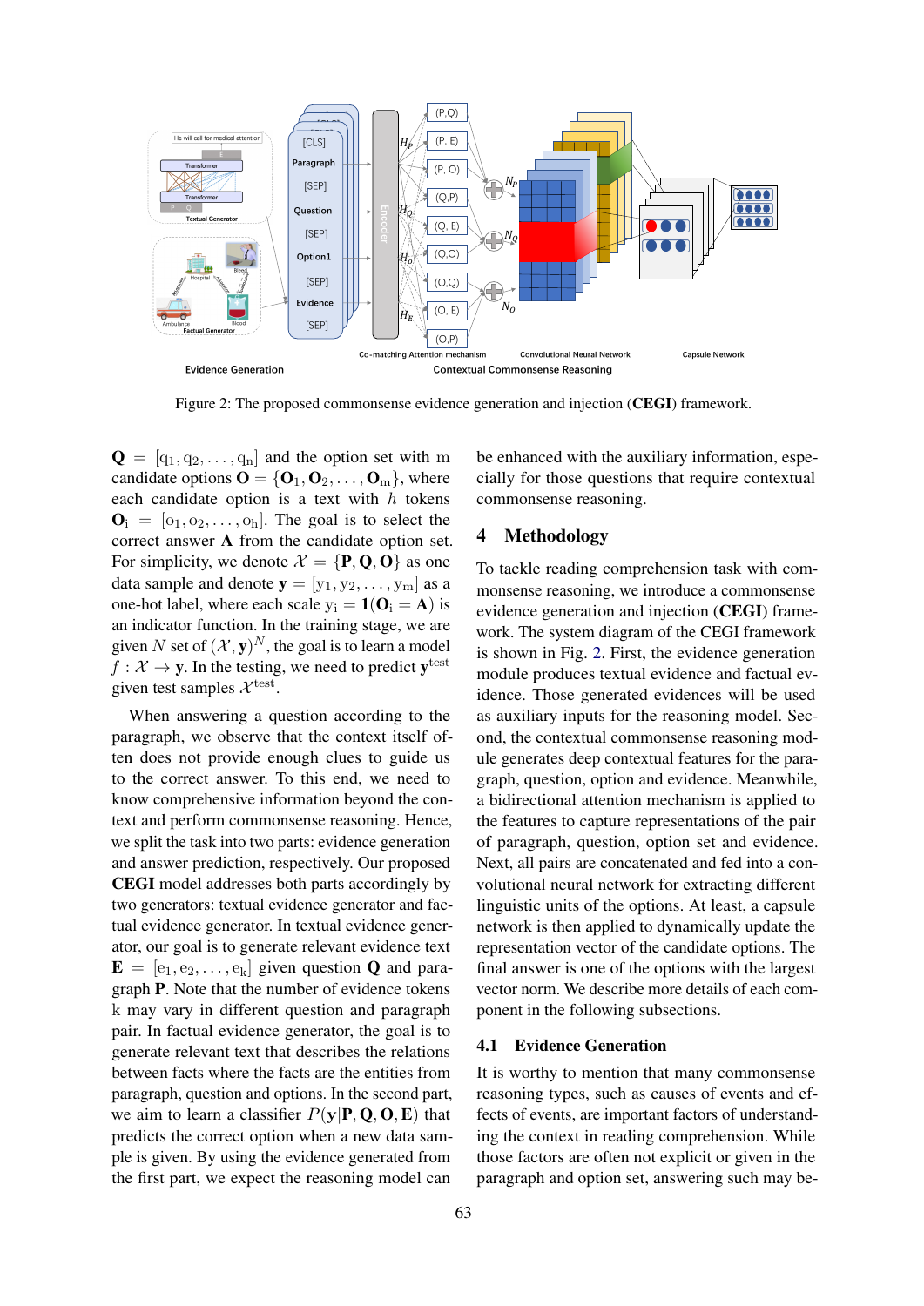Figure 2: The proposed commonsense evidence generation and injection (**CEGI**) framework.

$\mathbf{Q} = [q_1, q_2, \ldots, q_n]$ and the option set with m candidate options $\mathbf{O} = \{\mathbf{O}_1, \mathbf{O}_2, \ldots, \mathbf{O}_m\}$, where each candidate option is a text with $h$ tokens $\mathbf{O}_i = [o_1, o_2, \ldots, o_h]$. The goal is to select the correct answer **A** from the candidate option set. For simplicity, we denote $\mathcal{X} = \{\mathbf{P}, \mathbf{Q}, \mathbf{O}\}$ as one data sample and denote $\mathbf{y} = [y_1, y_2, \ldots, y_m]$ as a one-hot label, where each scale $y_i = \mathbf{1}(\mathbf{O}_i = \mathbf{A})$ is an indicator function. In the training stage, we are given $N$ set of $(\mathcal{X}, \mathbf{y})^N$, the goal is to learn a model $f : \mathcal{X} \rightarrow \mathbf{y}$. In the testing, we need to predict $\mathbf{y}^{\text{test}}$ given test samples $\mathcal{X}^{\text{test}}$.

When answering a question according to the paragraph, we observe that the context itself often does not provide enough clues to guide us to the correct answer. To this end, we need to know comprehensive information beyond the context and perform commonsense reasoning. Hence, we split the task into two parts: evidence generation and answer prediction, respectively. Our proposed **CEGI** model addresses both parts accordingly by two generators: textual evidence generator and factual evidence generator. In textual evidence generator, our goal is to generate relevant evidence text $\mathbf{E} = [e_1, e_2, \ldots, e_k]$ given question **Q** and paragraph **P**. Note that the number of evidence tokens k may vary in different question and paragraph pair. In factual evidence generator, the goal is to generate relevant text that describes the relations between facts where the facts are the entities from paragraph, question and options. In the second part, we aim to learn a classifier $P(\mathbf{y}|\mathbf{P}, \mathbf{Q}, \mathbf{O}, \mathbf{E})$ that predicts the correct option when a new data sample is given. By using the evidence generated from the first part, we expect the reasoning model can be enhanced with the auxiliary information, especially for those questions that require contextual commonsense reasoning.

## 4 Methodology

To tackle reading comprehension task with commonsense reasoning, we introduce a commonsense evidence generation and injection (**CEGI**) framework. The system diagram of the CEGI framework is shown in Fig. 2. First, the evidence generation module produces textual evidence and factual evidence. Those generated evidences will be used as auxiliary inputs for the reasoning model. Second, the contextual commonsense reasoning module generates deep contextual features for the paragraph, question, option and evidence. Meanwhile, a bidirectional attention mechanism is applied to the features to capture representations of the pair of paragraph, question, option set and evidence. Next, all pairs are concatenated and fed into a convolutional neural network for extracting different linguistic units of the options. At least, a capsule network is then applied to dynamically update the representation vector of the candidate options. The final answer is one of the options with the largest vector norm. We describe more details of each component in the following subsections.

### 4.1 Evidence Generation

It is worthy to mention that many commonsense reasoning types, such as causes of events and effects of events, are important factors of understanding the context in reading comprehension. While those factors are often not explicit or given in the paragraph and option set, answering such may be-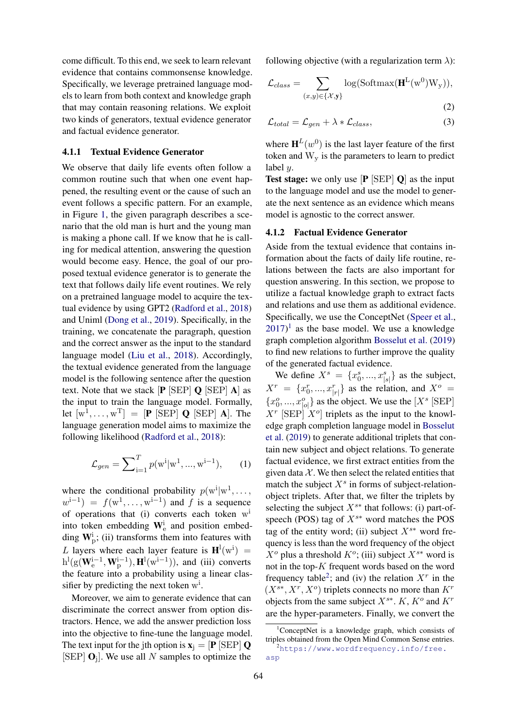come difficult. To this end, we seek to learn relevant evidence that contains commonsense knowledge. Specifically, we leverage pretrained language models to learn from both context and knowledge graph that may contain reasoning relations. We exploit two kinds of generators, textual evidence generator and factual evidence generator.

### 4.1.1 Textual Evidence Generator

We observe that daily life events often follow a common routine such that when one event happened, the resulting event or the cause of such an event follows a specific pattern. For an example, in Figure 1, the given paragraph describes a scenario that the old man is hurt and the young man is making a phone call. If we know that he is calling for medical attention, answering the question would become easy. Hence, the goal of our proposed textual evidence generator is to generate the text that follows daily life event routines. We rely on a pretrained language model to acquire the textual evidence by using GPT2 (Radford et al., 2018) and Uniml (Dong et al., 2019). Specifically, in the training, we concatenate the paragraph, question and the correct answer as the input to the standard language model (Liu et al., 2018). Accordingly, the textual evidence generated from the language model is the following sentence after the question text. Note that we stack [**P** [SEP] **Q** [SEP] **A**] as the input to train the language model. Formally, let $[\mathrm{w}^1, \ldots, \mathrm{w}^T]$ = [**P** [SEP] **Q** [SEP] **A**]. The language generation model aims to maximize the following likelihood (Radford et al., 2018):

$$\mathcal{L}_{gen} = \sum\nolimits_{\mathrm{i}=1}^{T} p(\mathrm{w}^\mathrm{i} | \mathrm{w}^1, ..., \mathrm{w}^{\mathrm{i}-1}), \quad (1)$$

where the conditional probability $p(\mathrm{w}^\mathrm{i}|\mathrm{w}^1, \ldots, w^{\mathrm{i}-1}) = f(\mathrm{w}^1, \ldots, \mathrm{w}^{\mathrm{i}-1})$ and $f$ is a sequence of operations that (i) converts each token $\mathrm{w}^\mathrm{i}$ into token embedding $\mathbf{W}_\mathrm{e}^\mathrm{i}$ and position embedding $\mathbf{W}_\mathrm{p}^\mathrm{i}$; (ii) transforms them into features with $L$ layers where each layer feature is $\mathbf{H}^\mathrm{l}(\mathrm{w}^\mathrm{i}) = \mathrm{h}^\mathrm{l}(\mathrm{g}(\mathbf{W}_\mathrm{e}^{\mathrm{i}-1}, \mathbf{W}_\mathrm{p}^{\mathrm{i}-1}), \mathbf{H}^\mathrm{l}(\mathrm{w}^{\mathrm{i}-1}))$, and (iii) converts the feature into a probability using a linear classifier by predicting the next token $\mathrm{w}^\mathrm{i}$.

Moreover, we aim to generate evidence that can discriminate the correct answer from option distractors. Hence, we add the answer prediction loss into the objective to fine-tune the language model. The text input for the jth option is $\mathbf{x}_\mathrm{j}$ = [**P** [SEP] **Q** [SEP] $\mathbf{O}_\mathrm{j}$]. We use all $N$ samples to optimize the following objective (with a regularization term $\lambda$):

$$\mathcal{L}_{class} = \sum_{(x,y)\in\{\mathcal{X},\mathbf{y}\}} \log(\mathrm{Softmax}(\mathbf{H}^\mathrm{L}(\mathrm{w}^0)\mathrm{W}_\mathrm{y})), \quad (2)$$

$$\mathcal{L}_{total} = \mathcal{L}_{gen} + \lambda * \mathcal{L}_{class}, \quad (3)$$

where $\mathbf{H}^L(w^0)$ is the last layer feature of the first token and $\mathrm{W}_\mathrm{y}$ is the parameters to learn to predict label $y$.

**Test stage:** we only use [**P** [SEP] **Q**] as the input to the language model and use the model to generate the next sentence as an evidence which means model is agnostic to the correct answer.

### 4.1.2 Factual Evidence Generator

Aside from the textual evidence that contains information about the facts of daily life routine, relations between the facts are also important for question answering. In this section, we propose to utilize a factual knowledge graph to extract facts and relations and use them as additional evidence. Specifically, we use the ConceptNet (Speer et al., 2017)[1] as the base model. We use a knowledge graph completion algorithm Bosselut et al. (2019) to find new relations to further improve the quality of the generated factual evidence.

We define $X^s = \{x_0^s, ..., x_{|s|}^s\}$ as the subject, $X^r = \{x_0^r, ..., x_{|r|}^r\}$ as the relation, and $X^o = \{x_0^o, ..., x_{|o|}^o\}$ as the object. We use the [$X^s$ [SEP] $X^r$ [SEP] $X^o$] triplets as the input to the knowledge graph completion language model in Bosselut et al. (2019) to generate additional triplets that contain new subject and object relations. To generate factual evidence, we first extract entities from the given data $\mathcal{X}$. We then select the related entities that match the subject $X^s$ in forms of subject-relation-object triplets. After that, we filter the triplets by selecting the subject $X^{s*}$ that follows: (i) part-of-speech (POS) tag of $X^{s*}$ word matches the POS tag of the entity word; (ii) subject $X^{s*}$ word frequency is less than the word frequency of the object $X^o$ plus a threshold $K^o$; (iii) subject $X^{s*}$ word is not in the top-$K$ frequent words based on the word frequency table[2]; and (iv) the relation $X^r$ in the $(X^{s*}, X^r, X^o)$ triplets connects no more than $K^r$ objects from the same subject $X^{s*}$. $K$, $K^o$ and $K^r$ are the hyper-parameters. Finally, we convert the

[1]ConceptNet is a knowledge graph, which consists of triples obtained from the Open Mind Common Sense entries.

[2]https://www.wordfrequency.info/free.asp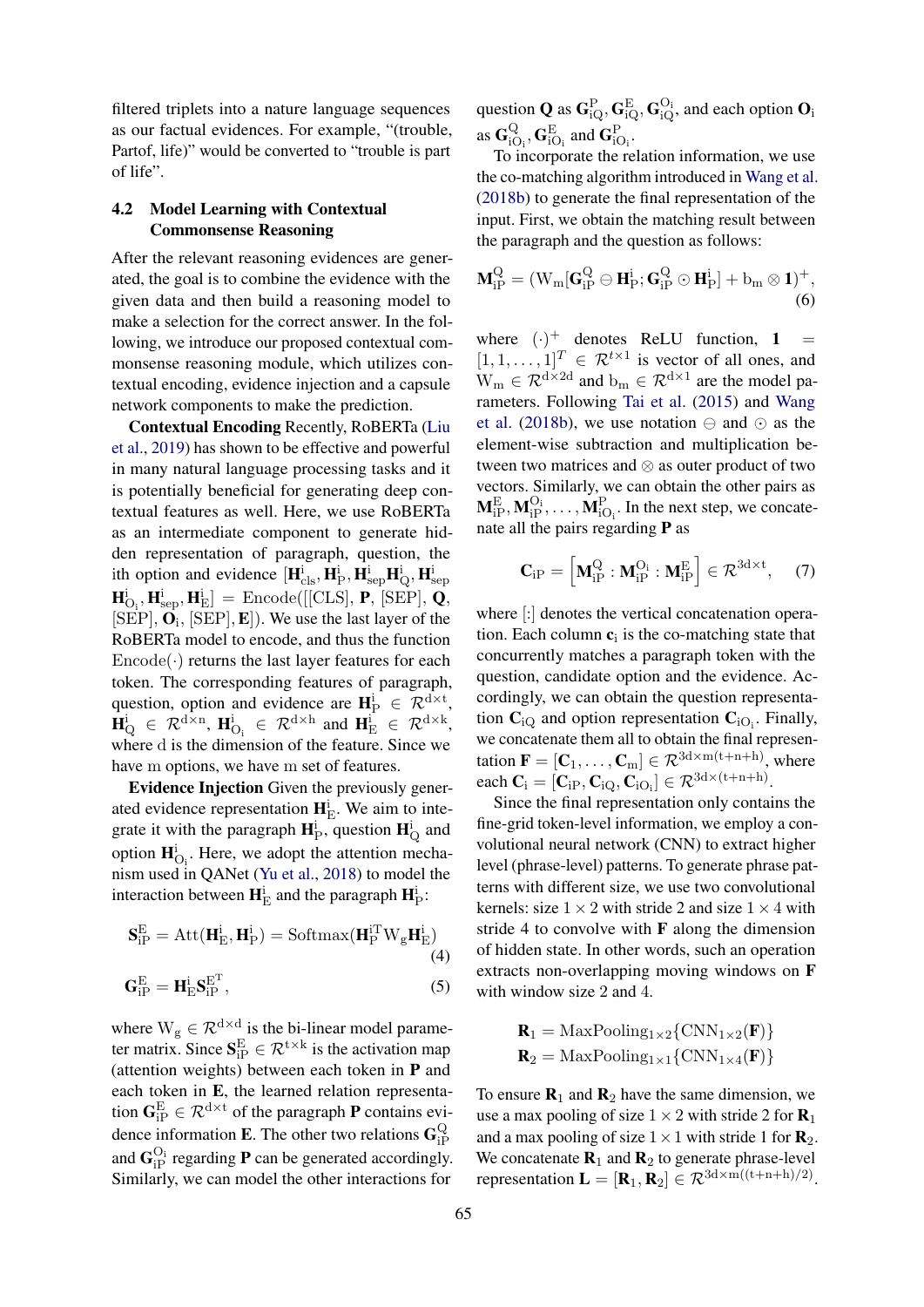filtered triplets into a nature language sequences as our factual evidences. For example, "(trouble, Partof, life)" would be converted to "trouble is part of life".

### 4.2 Model Learning with Contextual Commonsense Reasoning

After the relevant reasoning evidences are generated, the goal is to combine the evidence with the given data and then build a reasoning model to make a selection for the correct answer. In the following, we introduce our proposed contextual commonsense reasoning module, which utilizes contextual encoding, evidence injection and a capsule network components to make the prediction.

**Contextual Encoding** Recently, RoBERTa (Liu et al., 2019) has shown to be effective and powerful in many natural language processing tasks and it is potentially beneficial for generating deep contextual features as well. Here, we use RoBERTa as an intermediate component to generate hidden representation of paragraph, question, the ith option and evidence $[\mathbf{H}^{\rm i}_{\rm cls}, \mathbf{H}^{\rm i}_{\rm P}, \mathbf{H}^{\rm i}_{\rm sep}\mathbf{H}^{\rm i}_{\rm Q}, \mathbf{H}^{\rm i}_{\rm sep}$ $\mathbf{H}^{\rm i}_{\rm O_i}, \mathbf{H}^{\rm i}_{\rm sep}, \mathbf{H}^{\rm i}_{\rm E}] = {\rm Encode}([[\text{CLS}], \mathbf{P}, [\text{SEP}], \mathbf{Q},$ $[\text{SEP}], \mathbf{O}_{\rm i}, [\text{SEP}], \mathbf{E}])$. We use the last layer of the RoBERTa model to encode, and thus the function ${\rm Encode}(\cdot)$ returns the last layer features for each token. The corresponding features of paragraph, question, option and evidence are $\mathbf{H}^{\rm i}_{\rm P} \in \mathcal{R}^{\rm d\times t}$, $\mathbf{H}^{\rm i}_{\rm Q} \in \mathcal{R}^{\rm d\times n}$, $\mathbf{H}^{\rm i}_{\rm O_i} \in \mathcal{R}^{\rm d\times h}$ and $\mathbf{H}^{\rm i}_{\rm E} \in \mathcal{R}^{\rm d\times k}$, where d is the dimension of the feature. Since we have m options, we have m set of features.

**Evidence Injection** Given the previously generated evidence representation $\mathbf{H}^{\rm i}_{\rm E}$. We aim to integrate it with the paragraph $\mathbf{H}^{\rm i}_{\rm P}$, question $\mathbf{H}^{\rm i}_{\rm Q}$ and option $\mathbf{H}^{\rm i}_{\rm O_i}$. Here, we adopt the attention mechanism used in QANet (Yu et al., 2018) to model the interaction between $\mathbf{H}^{\rm i}_{\rm E}$ and the paragraph $\mathbf{H}^{\rm i}_{\rm P}$:

$$\mathbf{S}^{\rm E}_{\rm iP} = {\rm Att}(\mathbf{H}^{\rm i}_{\rm E}, \mathbf{H}^{\rm i}_{\rm P}) = {\rm Softmax}(\mathbf{H}^{\rm iT}_{\rm P} {\rm W_g} \mathbf{H}^{\rm i}_{\rm E}) \tag{4}$$

$$\mathbf{G}^{\rm E}_{\rm iP} = \mathbf{H}^{\rm i}_{\rm E} \mathbf{S}^{\rm E^T}_{\rm iP}, \tag{5}$$

where ${\rm W_g} \in \mathcal{R}^{\rm d\times d}$ is the bi-linear model parameter matrix. Since $\mathbf{S}^{\rm E}_{\rm iP} \in \mathcal{R}^{\rm t\times k}$ is the activation map (attention weights) between each token in $\mathbf{P}$ and each token in $\mathbf{E}$, the learned relation representation $\mathbf{G}^{\rm E}_{\rm iP} \in \mathcal{R}^{\rm d\times t}$ of the paragraph $\mathbf{P}$ contains evidence information $\mathbf{E}$. The other two relations $\mathbf{G}^{\rm Q}_{\rm iP}$ and $\mathbf{G}^{\rm O_i}_{\rm iP}$ regarding $\mathbf{P}$ can be generated accordingly. Similarly, we can model the other interactions for question $\mathbf{Q}$ as $\mathbf{G}^{\rm P}_{\rm iQ}, \mathbf{G}^{\rm E}_{\rm iQ}, \mathbf{G}^{\rm O_i}_{\rm iQ}$, and each option $\mathbf{O}_{\rm i}$ as $\mathbf{G}^{\rm Q}_{\rm iO_i}, \mathbf{G}^{\rm E}_{\rm iO_i}$ and $\mathbf{G}^{\rm P}_{\rm iO_i}$.

To incorporate the relation information, we use the co-matching algorithm introduced in Wang et al. (2018b) to generate the final representation of the input. First, we obtain the matching result between the paragraph and the question as follows:

$$\mathbf{M}^{\rm Q}_{\rm iP} = ({\rm W_m}[\mathbf{G}^{\rm Q}_{\rm iP} \ominus \mathbf{H}^{\rm i}_{\rm P}; \mathbf{G}^{\rm Q}_{\rm iP} \odot \mathbf{H}^{\rm i}_{\rm P}] + {\rm b_m} \otimes \mathbf{1})^{+}, \tag{6}$$

where $(\cdot)^{+}$ denotes ReLU function, $\mathbf{1} = [1, 1, \ldots, 1]^T \in \mathcal{R}^{t\times 1}$ is vector of all ones, and ${\rm W_m} \in \mathcal{R}^{\rm d\times 2d}$ and ${\rm b_m} \in \mathcal{R}^{\rm d\times 1}$ are the model parameters. Following Tai et al. (2015) and Wang et al. (2018b), we use notation $\ominus$ and $\odot$ as the element-wise subtraction and multiplication between two matrices and $\otimes$ as outer product of two vectors. Similarly, we can obtain the other pairs as $\mathbf{M}^{\rm E}_{\rm iP}, \mathbf{M}^{\rm O_i}_{\rm iP}, \ldots, \mathbf{M}^{\rm P}_{\rm iO_i}$. In the next step, we concatenate all the pairs regarding $\mathbf{P}$ as

$$\mathbf{C}_{\rm iP} = \left[\mathbf{M}^{\rm Q}_{\rm iP} : \mathbf{M}^{\rm O_i}_{\rm iP} : \mathbf{M}^{\rm E}_{\rm iP}\right] \in \mathcal{R}^{\rm 3d\times t}, \tag{7}$$

where [:] denotes the vertical concatenation operation. Each column $\mathbf{c}_{\rm i}$ is the co-matching state that concurrently matches a paragraph token with the question, candidate option and the evidence. Accordingly, we can obtain the question representation $\mathbf{C}_{\rm iQ}$ and option representation $\mathbf{C}_{\rm iO_i}$. Finally, we concatenate them all to obtain the final representation $\mathbf{F} = [\mathbf{C}_1, \ldots, \mathbf{C}_{\rm m}] \in \mathcal{R}^{\rm 3d\times m(t+n+h)}$, where each $\mathbf{C}_{\rm i} = [\mathbf{C}_{\rm iP}, \mathbf{C}_{\rm iQ}, \mathbf{C}_{\rm iO_i}] \in \mathcal{R}^{\rm 3d\times(t+n+h)}$.

Since the final representation only contains the fine-grid token-level information, we employ a convolutional neural network (CNN) to extract higher level (phrase-level) patterns. To generate phrase patterns with different size, we use two convolutional kernels: size $1\times 2$ with stride 2 and size $1\times 4$ with stride 4 to convolve with $\mathbf{F}$ along the dimension of hidden state. In other words, such an operation extracts non-overlapping moving windows on $\mathbf{F}$ with window size 2 and 4.

$$\mathbf{R}_1 = {\rm MaxPooling}_{1\times 2}\{{\rm CNN}_{1\times 2}(\mathbf{F})\}$$
$$\mathbf{R}_2 = {\rm MaxPooling}_{1\times 1}\{{\rm CNN}_{1\times 4}(\mathbf{F})\}$$

To ensure $\mathbf{R}_1$ and $\mathbf{R}_2$ have the same dimension, we use a max pooling of size $1\times 2$ with stride 2 for $\mathbf{R}_1$ and a max pooling of size $1\times 1$ with stride 1 for $\mathbf{R}_2$. We concatenate $\mathbf{R}_1$ and $\mathbf{R}_2$ to generate phrase-level representation $\mathbf{L} = [\mathbf{R}_1, \mathbf{R}_2] \in \mathcal{R}^{\rm 3d\times m((t+n+h)/2)}$.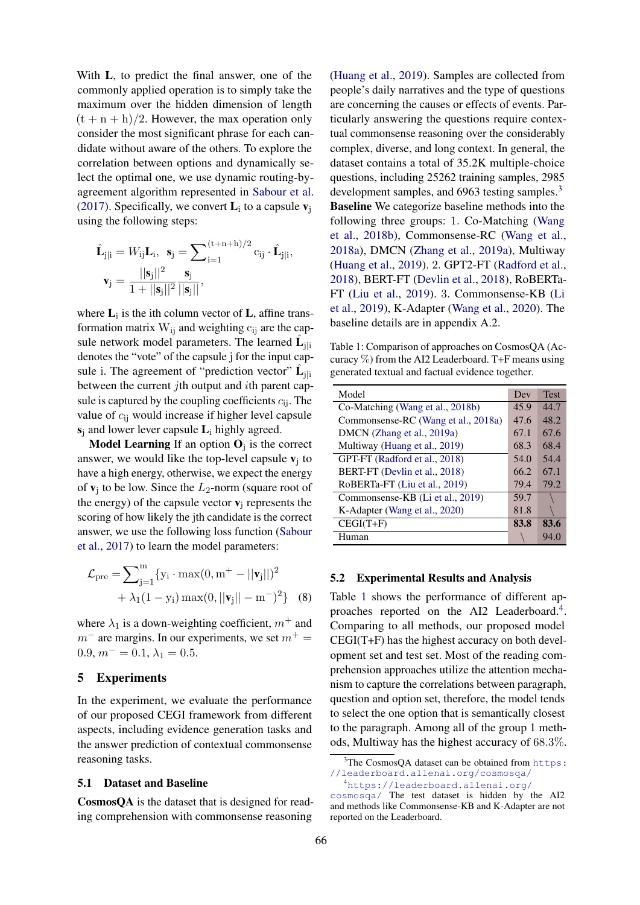With $\mathbf{L}$, to predict the final answer, one of the commonly applied operation is to simply take the maximum over the hidden dimension of length $(t+n+h)/2$. However, the max operation only consider the most significant phrase for each candidate without aware of the others. To explore the correlation between options and dynamically select the optimal one, we use dynamic routing-by-agreement algorithm represented in Sabour et al. (2017). Specifically, we convert $\mathbf{L}_i$ to a capsule $\mathbf{v}_j$ using the following steps:

$$\hat{\mathbf{L}}_{j|i} = W_{ij}\mathbf{L}_i, \quad \mathbf{s}_j = \sum_{i=1}^{(t+n+h)/2} c_{ij} \cdot \hat{\mathbf{L}}_{j|i},$$

$$\mathbf{v}_j = \frac{||\mathbf{s}_j||^2}{1+||\mathbf{s}_j||^2}\frac{\mathbf{s}_j}{||\mathbf{s}_j||},$$

where $\mathbf{L}_i$ is the ith column vector of $\mathbf{L}$, affine transformation matrix $W_{ij}$ and weighting $c_{ij}$ are the capsule network model parameters. The $\hat{\mathbf{L}}_{j|i}$ denotes the "vote" of the capsule j for the input capsule i. The agreement of "prediction vector" $\hat{\mathbf{L}}_{j|i}$ between the current $j$th output and $i$th parent capsule is captured by the coupling coefficients $c_{ij}$. The value of $c_{ij}$ would increase if higher level capsule $\mathbf{s}_j$ and lower lever capsule $\mathbf{L}_i$ highly agreed.

**Model Learning** If an option $\mathbf{O}_j$ is the correct answer, we would like the top-level capsule $\mathbf{v}_j$ to have a high energy, otherwise, we expect the energy of $\mathbf{v}_j$ to be low. Since the $L_2$-norm (square root of the energy) of the capsule vector $\mathbf{v}_j$ represents the scoring of how likely the jth candidate is the correct answer, we use the following loss function (Sabour et al., 2017) to learn the model parameters:

$$\mathcal{L}_{\text{pre}} = \sum_{j=1}^{m}\{y_i \cdot \max(0, m^+ - ||\mathbf{v}_j||)^2 + \lambda_1(1-y_i)\max(0, ||\mathbf{v}_j|| - m^-)^2\} \quad (8)$$

where $\lambda_1$ is a down-weighting coefficient, $m^+$ and $m^-$ are margins. In our experiments, we set $m^+ = 0.9$, $m^- = 0.1$, $\lambda_1 = 0.5$.

## 5 Experiments

In the experiment, we evaluate the performance of our proposed CEGI framework from different aspects, including evidence generation tasks and the answer prediction of contextual commonsense reasoning tasks.

### 5.1 Dataset and Baseline

**CosmosQA** is the dataset that is designed for reading comprehension with commonsense reasoning (Huang et al., 2019). Samples are collected from people's daily narratives and the type of questions are concerning the causes or effects of events. Particularly answering the questions require contextual commonsense reasoning over the considerably complex, diverse, and long context. In general, the dataset contains a total of 35.2K multiple-choice questions, including 25262 training samples, 2985 development samples, and 6963 testing samples.[3]

**Baseline** We categorize baseline methods into the following three groups: 1. Co-Matching (Wang et al., 2018b), Commonsense-RC (Wang et al., 2018a), DMCN (Zhang et al., 2019a), Multiway (Huang et al., 2019). 2. GPT2-FT (Radford et al., 2018), BERT-FT (Devlin et al., 2018), RoBERTa-FT (Liu et al., 2019). 3. Commonsense-KB (Li et al., 2019), K-Adapter (Wang et al., 2020). The baseline details are in appendix A.2.

Table 1: Comparison of approaches on CosmosQA (Accuracy %) from the AI2 Leaderboard. T+F means using generated textual and factual evidence together.

| Model | Dev | Test |
|---|---|---|
| Co-Matching (Wang et al., 2018b) | 45.9 | 44.7 |
| Commonsense-RC (Wang et al., 2018a) | 47.6 | 48.2 |
| DMCN (Zhang et al., 2019a) | 67.1 | 67.6 |
| Multiway (Huang et al., 2019) | 68.3 | 68.4 |
| GPT-FT (Radford et al., 2018) | 54.0 | 54.4 |
| BERT-FT (Devlin et al., 2018) | 66.2 | 67.1 |
| RoBERTa-FT (Liu et al., 2019) | 79.4 | 79.2 |
| Commonsense-KB (Li et al., 2019) | 59.7 | \ |
| K-Adapter (Wang et al., 2020) | 81.8 | \ |
| CEGI(T+F) | **83.8** | **83.6** |
| Human | \ | 94.0 |

### 5.2 Experimental Results and Analysis

Table 1 shows the performance of different approaches reported on the AI2 Leaderboard.[4]. Comparing to all methods, our proposed model CEGI(T+F) has the highest accuracy on both development set and test set. Most of the reading comprehension approaches utilize the attention mechanism to capture the correlations between paragraph, question and option set, therefore, the model tends to select the one option that is semantically closest to the paragraph. Among all of the group 1 methods, Multiway has the highest accuracy of 68.3%.

[3]The CosmosQA dataset can be obtained from https://leaderboard.allenai.org/cosmosqa/

[4]https://leaderboard.allenai.org/cosmosqa/ The test dataset is hidden by the AI2 and methods like Commonsense-KB and K-Adapter are not reported on the Leaderboard.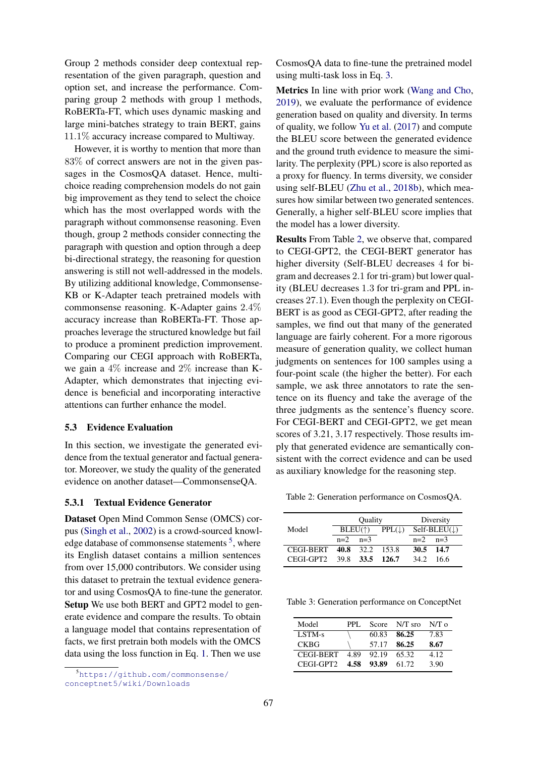Group 2 methods consider deep contextual representation of the given paragraph, question and option set, and increase the performance. Comparing group 2 methods with group 1 methods, RoBERTa-FT, which uses dynamic masking and large mini-batches strategy to train BERT, gains $11.1\%$ accuracy increase compared to Multiway.

However, it is worthy to mention that more than $83\%$ of correct answers are not in the given passages in the CosmosQA dataset. Hence, multi-choice reading comprehension models do not gain big improvement as they tend to select the choice which has the most overlapped words with the paragraph without commonsense reasoning. Even though, group 2 methods consider connecting the paragraph with question and option through a deep bi-directional strategy, the reasoning for question answering is still not well-addressed in the models. By utilizing additional knowledge, Commonsense-KB or K-Adapter teach pretrained models with commonsense reasoning. K-Adapter gains $2.4\%$ accuracy increase than RoBERTa-FT. Those approaches leverage the structured knowledge but fail to produce a prominent prediction improvement. Comparing our CEGI approach with RoBERTa, we gain a $4\%$ increase and $2\%$ increase than K-Adapter, which demonstrates that injecting evidence is beneficial and incorporating interactive attentions can further enhance the model.

### 5.3 Evidence Evaluation

In this section, we investigate the generated evidence from the textual generator and factual generator. Moreover, we study the quality of the generated evidence on another dataset—CommonsenseQA.

#### 5.3.1 Textual Evidence Generator

**Dataset** Open Mind Common Sense (OMCS) corpus (Singh et al., 2002) is a crowd-sourced knowledge database of commonsense statements [5], where its English dataset contains a million sentences from over 15,000 contributors. We consider using this dataset to pretrain the textual evidence generator and using CosmosQA to fine-tune the generator.

**Setup** We use both BERT and GPT2 model to generate evidence and compare the results. To obtain a language model that contains representation of facts, we first pretrain both models with the OMCS data using the loss function in Eq. 1. Then we use CosmosQA data to fine-tune the pretrained model using multi-task loss in Eq. 3.

[5] https://github.com/commonsense/conceptnet5/wiki/Downloads

**Metrics** In line with prior work (Wang and Cho, 2019), we evaluate the performance of evidence generation based on quality and diversity. In terms of quality, we follow Yu et al. (2017) and compute the BLEU score between the generated evidence and the ground truth evidence to measure the similarity. The perplexity (PPL) score is also reported as a proxy for fluency. In terms diversity, we consider using self-BLEU (Zhu et al., 2018b), which measures how similar between two generated sentences. Generally, a higher self-BLEU score implies that the model has a lower diversity.

**Results** From Table 2, we observe that, compared to CEGI-GPT2, the CEGI-BERT generator has higher diversity (Self-BLEU decreases 4 for bi-gram and decreases 2.1 for tri-gram) but lower quality (BLEU decreases 1.3 for tri-gram and PPL increases 27.1). Even though the perplexity on CEGI-BERT is as good as CEGI-GPT2, after reading the samples, we find out that many of the generated language are fairly coherent. For a more rigorous measure of generation quality, we collect human judgments on sentences for 100 samples using a four-point scale (the higher the better). For each sample, we ask three annotators to rate the sentence on its fluency and take the average of the three judgments as the sentence's fluency score. For CEGI-BERT and CEGI-GPT2, we get mean scores of 3.21, 3.17 respectively. Those results imply that generated evidence are semantically consistent with the correct evidence and can be used as auxiliary knowledge for the reasoning step.

Table 2: Generation performance on CosmosQA.

| Model | Quality | | | Diversity | |
|---|---|---|---|---|---|
| | BLEU(↑) | | PPL(↓) | Self-BLEU(↓) | |
| | n=2 | n=3 | | n=2 | n=3 |
| CEGI-BERT | **40.8** | 32.2 | 153.8 | **30.5** | **14.7** |
| CEGI-GPT2 | 39.8 | **33.5** | **126.7** | 34.2 | 16.6 |

Table 3: Generation performance on ConceptNet

| Model | PPL | Score | N/T sro | N/T o |
|---|---|---|---|---|
| LSTM-s | \ | 60.83 | **86.25** | 7.83 |
| CKBG | \ | 57.17 | **86.25** | **8.67** |
| CEGI-BERT | 4.89 | 92.19 | 65.32 | 4.12 |
| CEGI-GPT2 | **4.58** | **93.89** | 61.72 | 3.90 |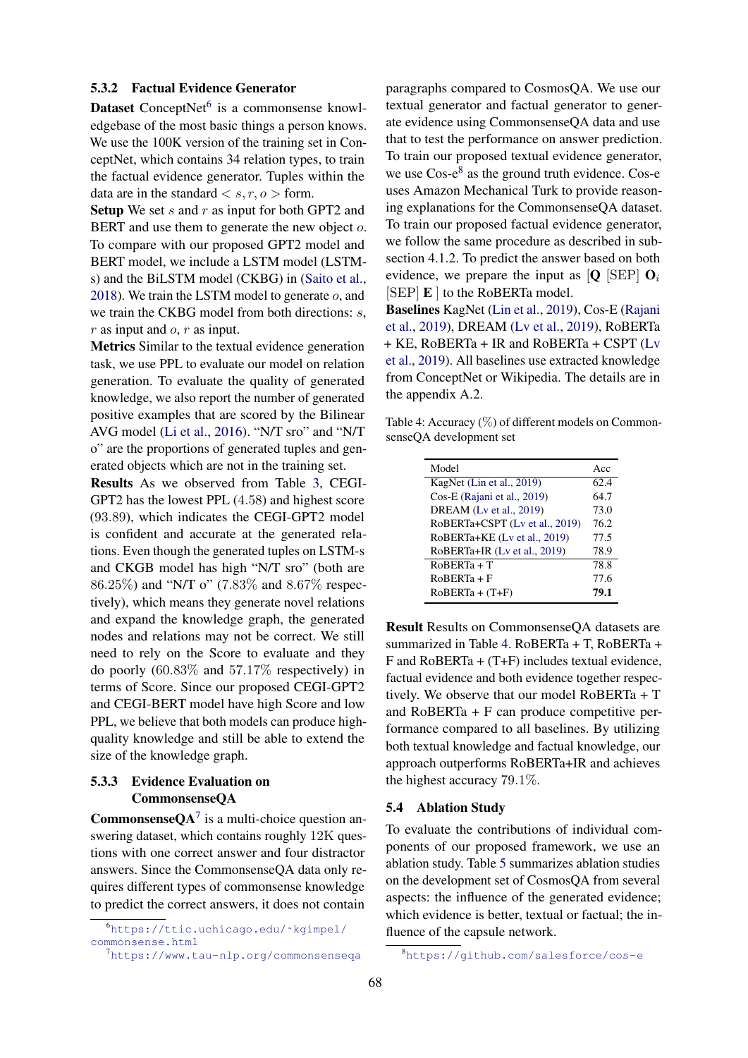### 5.3.2 Factual Evidence Generator

**Dataset** ConceptNet[6] is a commonsense knowledgebase of the most basic things a person knows. We use the 100K version of the training set in ConceptNet, which contains 34 relation types, to train the factual evidence generator. Tuples within the data are in the standard $< s, r, o >$ form.

**Setup** We set $s$ and $r$ as input for both GPT2 and BERT and use them to generate the new object $o$. To compare with our proposed GPT2 model and BERT model, we include a LSTM model (LSTM-s) and the BiLSTM model (CKBG) in (Saito et al., 2018). We train the LSTM model to generate $o$, and we train the CKBG model from both directions: $s$, $r$ as input and $o$, $r$ as input.

**Metrics** Similar to the textual evidence generation task, we use PPL to evaluate our model on relation generation. To evaluate the quality of generated knowledge, we also report the number of generated positive examples that are scored by the Bilinear AVG model (Li et al., 2016). "N/T sro" and "N/T o" are the proportions of generated tuples and generated objects which are not in the training set.

**Results** As we observed from Table 3, CEGI-GPT2 has the lowest PPL (4.58) and highest score (93.89), which indicates the CEGI-GPT2 model is confident and accurate at the generated relations. Even though the generated tuples on LSTM-s and CKGB model has high "N/T sro" (both are 86.25%) and "N/T o" (7.83% and 8.67% respectively), which means they generate novel relations and expand the knowledge graph, the generated nodes and relations may not be correct. We still need to rely on the Score to evaluate and they do poorly (60.83% and 57.17% respectively) in terms of Score. Since our proposed CEGI-GPT2 and CEGI-BERT model have high Score and low PPL, we believe that both models can produce high-quality knowledge and still be able to extend the size of the knowledge graph.

### 5.3.3 Evidence Evaluation on CommonsenseQA

**CommonsenseQA**[7] is a multi-choice question answering dataset, which contains roughly 12K questions with one correct answer and four distractor answers. Since the CommonsenseQA data only requires different types of commonsense knowledge to predict the correct answers, it does not contain paragraphs compared to CosmosQA. We use our textual generator and factual generator to generate evidence using CommonsenseQA data and use that to test the performance on answer prediction. To train our proposed textual evidence generator, we use Cos-e[8] as the ground truth evidence. Cos-e uses Amazon Mechanical Turk to provide reasoning explanations for the CommonsenseQA dataset. To train our proposed factual evidence generator, we follow the same procedure as described in subsection 4.1.2. To predict the answer based on both evidence, we prepare the input as [**Q** [SEP] $\mathbf{O}_i$ [SEP] **E** ] to the RoBERTa model.

**Baselines** KagNet (Lin et al., 2019), Cos-E (Rajani et al., 2019), DREAM (Lv et al., 2019), RoBERTa + KE, RoBERTa + IR and RoBERTa + CSPT (Lv et al., 2019). All baselines use extracted knowledge from ConceptNet or Wikipedia. The details are in the appendix A.2.

Table 4: Accuracy (%) of different models on CommonsenseQA development set

| Model | Acc |
|---|---|
| KagNet (Lin et al., 2019) | 62.4 |
| Cos-E (Rajani et al., 2019) | 64.7 |
| DREAM (Lv et al., 2019) | 73.0 |
| RoBERTa+CSPT (Lv et al., 2019) | 76.2 |
| RoBERTa+KE (Lv et al., 2019) | 77.5 |
| RoBERTa+IR (Lv et al., 2019) | 78.9 |
| RoBERTa + T | 78.8 |
| RoBERTa + F | 77.6 |
| RoBERTa + (T+F) | **79.1** |

**Result** Results on CommonsenseQA datasets are summarized in Table 4. RoBERTa + T, RoBERTa + F and RoBERTa + (T+F) includes textual evidence, factual evidence and both evidence together respectively. We observe that our model RoBERTa + T and RoBERTa + F can produce competitive performance compared to all baselines. By utilizing both textual knowledge and factual knowledge, our approach outperforms RoBERTa+IR and achieves the highest accuracy 79.1%.

## 5.4 Ablation Study

To evaluate the contributions of individual components of our proposed framework, we use an ablation study. Table 5 summarizes ablation studies on the development set of CosmosQA from several aspects: the influence of the generated evidence; which evidence is better, textual or factual; the influence of the capsule network.

[6] https://ttic.uchicago.edu/~kgimpel/commonsense.html

[7] https://www.tau-nlp.org/commonsenseqa

[8] https://github.com/salesforce/cos-e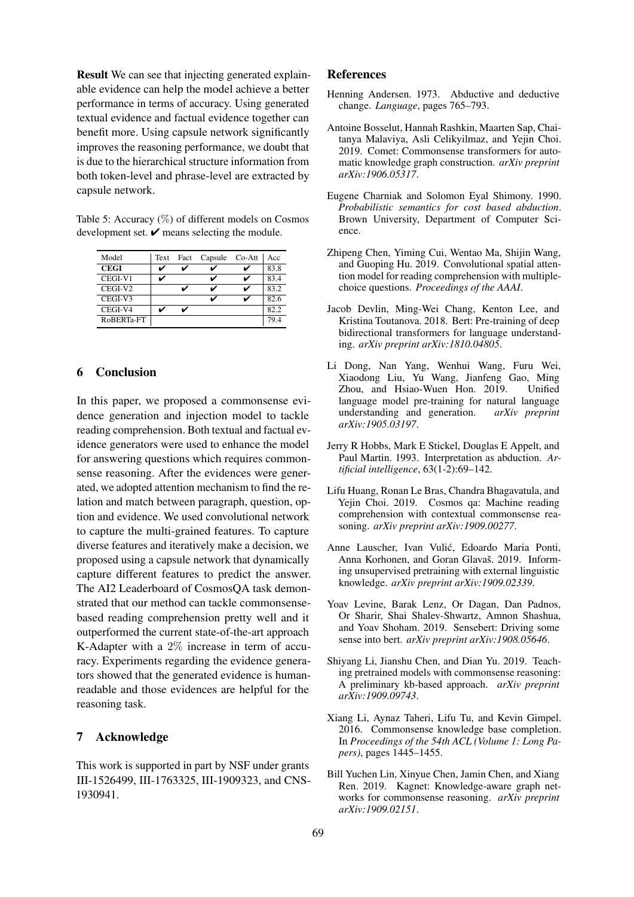**Result** We can see that injecting generated explainable evidence can help the model achieve a better performance in terms of accuracy. Using generated textual evidence and factual evidence together can benefit more. Using capsule network significantly improves the reasoning performance, we doubt that is due to the hierarchical structure information from both token-level and phrase-level are extracted by capsule network.

Table 5: Accuracy (%) of different models on Cosmos development set. ✔ means selecting the module.

| Model | Text | Fact | Capsule | Co-Att | Acc |
|---|---|---|---|---|---|
| **CEGI** | ✔ | ✔ | ✔ | ✔ | 83.8 |
| CEGI-V1 | ✔ | | ✔ | ✔ | 83.4 |
| CEGI-V2 | | ✔ | ✔ | ✔ | 83.2 |
| CEGI-V3 | | | ✔ | ✔ | 82.6 |
| CEGI-V4 | ✔ | ✔ | | | 82.2 |
| RoBERTa-FT | | | | | 79.4 |

## 6 Conclusion

In this paper, we proposed a commonsense evidence generation and injection model to tackle reading comprehension. Both textual and factual evidence generators were used to enhance the model for answering questions which requires commonsense reasoning. After the evidences were generated, we adopted attention mechanism to find the relation and match between paragraph, question, option and evidence. We used convolutional network to capture the multi-grained features. To capture diverse features and iteratively make a decision, we proposed using a capsule network that dynamically capture different features to predict the answer. The AI2 Leaderboard of CosmosQA task demonstrated that our method can tackle commonsense-based reading comprehension pretty well and it outperformed the current state-of-the-art approach K-Adapter with a 2% increase in term of accuracy. Experiments regarding the evidence generators showed that the generated evidence is human-readable and those evidences are helpful for the reasoning task.

## 7 Acknowledge

This work is supported in part by NSF under grants III-1526499, III-1763325, III-1909323, and CNS-1930941.

## References

Henning Andersen. 1973. Abductive and deductive change. *Language*, pages 765–793.

Antoine Bosselut, Hannah Rashkin, Maarten Sap, Chaitanya Malaviya, Asli Celikyilmaz, and Yejin Choi. 2019. Comet: Commonsense transformers for automatic knowledge graph construction. *arXiv preprint arXiv:1906.05317*.

Eugene Charniak and Solomon Eyal Shimony. 1990. *Probabilistic semantics for cost based abduction*. Brown University, Department of Computer Science.

Zhipeng Chen, Yiming Cui, Wentao Ma, Shijin Wang, and Guoping Hu. 2019. Convolutional spatial attention model for reading comprehension with multiple-choice questions. *Proceedings of the AAAI*.

Jacob Devlin, Ming-Wei Chang, Kenton Lee, and Kristina Toutanova. 2018. Bert: Pre-training of deep bidirectional transformers for language understanding. *arXiv preprint arXiv:1810.04805*.

Li Dong, Nan Yang, Wenhui Wang, Furu Wei, Xiaodong Liu, Yu Wang, Jianfeng Gao, Ming Zhou, and Hsiao-Wuen Hon. 2019. Unified language model pre-training for natural language understanding and generation. *arXiv preprint arXiv:1905.03197*.

Jerry R Hobbs, Mark E Stickel, Douglas E Appelt, and Paul Martin. 1993. Interpretation as abduction. *Artificial intelligence*, 63(1-2):69–142.

Lifu Huang, Ronan Le Bras, Chandra Bhagavatula, and Yejin Choi. 2019. Cosmos qa: Machine reading comprehension with contextual commonsense reasoning. *arXiv preprint arXiv:1909.00277*.

Anne Lauscher, Ivan Vulić, Edoardo Maria Ponti, Anna Korhonen, and Goran Glavaš. 2019. Informing unsupervised pretraining with external linguistic knowledge. *arXiv preprint arXiv:1909.02339*.

Yoav Levine, Barak Lenz, Or Dagan, Dan Padnos, Or Sharir, Shai Shalev-Shwartz, Amnon Shashua, and Yoav Shoham. 2019. Sensebert: Driving some sense into bert. *arXiv preprint arXiv:1908.05646*.

Shiyang Li, Jianshu Chen, and Dian Yu. 2019. Teaching pretrained models with commonsense reasoning: A preliminary kb-based approach. *arXiv preprint arXiv:1909.09743*.

Xiang Li, Aynaz Taheri, Lifu Tu, and Kevin Gimpel. 2016. Commonsense knowledge base completion. In *Proceedings of the 54th ACL (Volume 1: Long Papers)*, pages 1445–1455.

Bill Yuchen Lin, Xinyue Chen, Jamin Chen, and Xiang Ren. 2019. Kagnet: Knowledge-aware graph networks for commonsense reasoning. *arXiv preprint arXiv:1909.02151*.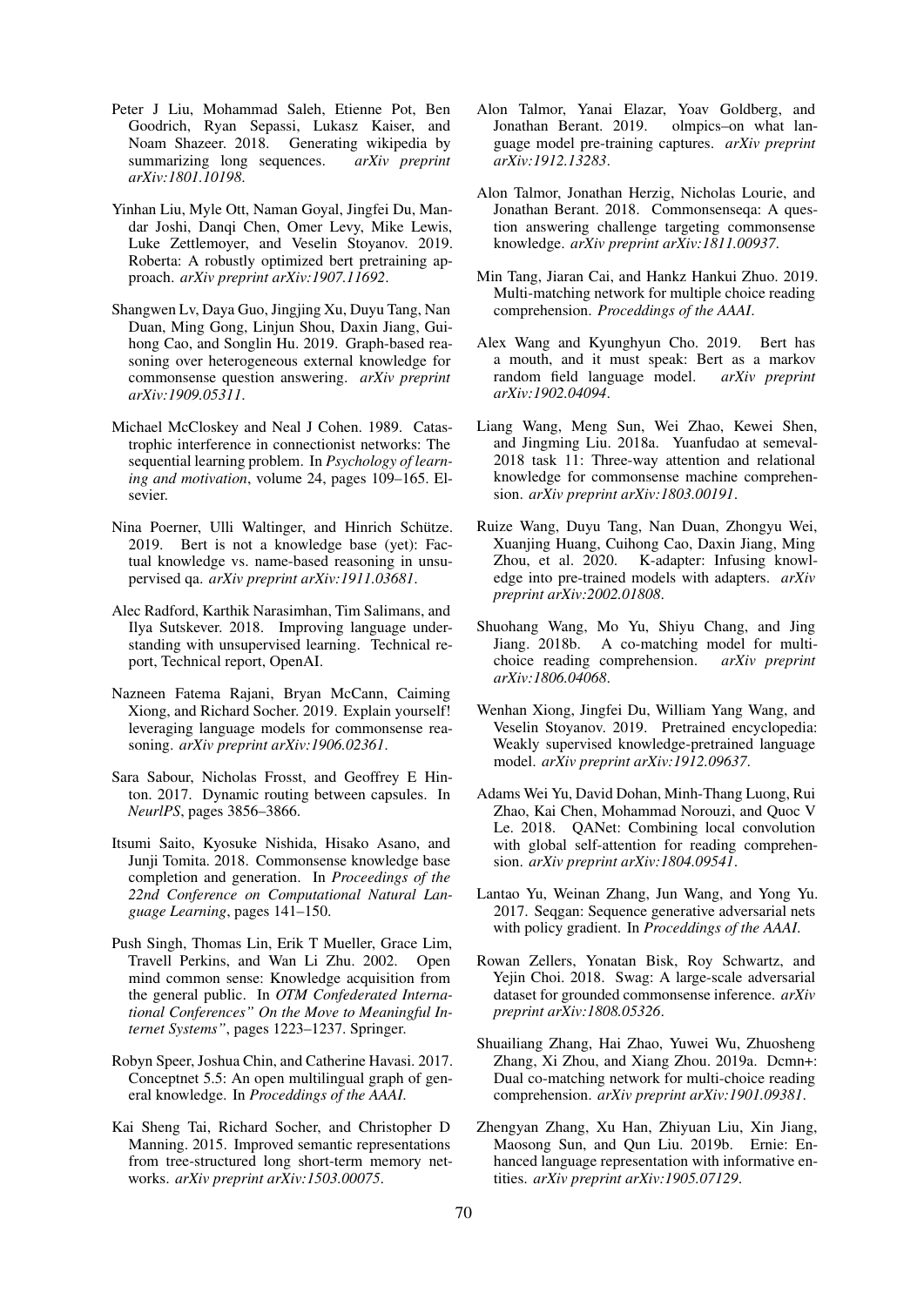Peter J Liu, Mohammad Saleh, Etienne Pot, Ben Goodrich, Ryan Sepassi, Lukasz Kaiser, and Noam Shazeer. 2018. Generating wikipedia by summarizing long sequences. *arXiv preprint arXiv:1801.10198*.

Yinhan Liu, Myle Ott, Naman Goyal, Jingfei Du, Mandar Joshi, Danqi Chen, Omer Levy, Mike Lewis, Luke Zettlemoyer, and Veselin Stoyanov. 2019. Roberta: A robustly optimized bert pretraining approach. *arXiv preprint arXiv:1907.11692*.

Shangwen Lv, Daya Guo, Jingjing Xu, Duyu Tang, Nan Duan, Ming Gong, Linjun Shou, Daxin Jiang, Guihong Cao, and Songlin Hu. 2019. Graph-based reasoning over heterogeneous external knowledge for commonsense question answering. *arXiv preprint arXiv:1909.05311*.

Michael McCloskey and Neal J Cohen. 1989. Catastrophic interference in connectionist networks: The sequential learning problem. In *Psychology of learning and motivation*, volume 24, pages 109–165. Elsevier.

Nina Poerner, Ulli Waltinger, and Hinrich Schütze. 2019. Bert is not a knowledge base (yet): Factual knowledge vs. name-based reasoning in unsupervised qa. *arXiv preprint arXiv:1911.03681*.

Alec Radford, Karthik Narasimhan, Tim Salimans, and Ilya Sutskever. 2018. Improving language understanding with unsupervised learning. Technical report, Technical report, OpenAI.

Nazneen Fatema Rajani, Bryan McCann, Caiming Xiong, and Richard Socher. 2019. Explain yourself! leveraging language models for commonsense reasoning. *arXiv preprint arXiv:1906.02361*.

Sara Sabour, Nicholas Frosst, and Geoffrey E Hinton. 2017. Dynamic routing between capsules. In *NeurIPS*, pages 3856–3866.

Itsumi Saito, Kyosuke Nishida, Hisako Asano, and Junji Tomita. 2018. Commonsense knowledge base completion and generation. In *Proceedings of the 22nd Conference on Computational Natural Language Learning*, pages 141–150.

Push Singh, Thomas Lin, Erik T Mueller, Grace Lim, Travell Perkins, and Wan Li Zhu. 2002. Open mind common sense: Knowledge acquisition from the general public. In *OTM Confederated International Conferences" On the Move to Meaningful Internet Systems"*, pages 1223–1237. Springer.

Robyn Speer, Joshua Chin, and Catherine Havasi. 2017. Conceptnet 5.5: An open multilingual graph of general knowledge. In *Proceddings of the AAAI*.

Kai Sheng Tai, Richard Socher, and Christopher D Manning. 2015. Improved semantic representations from tree-structured long short-term memory networks. *arXiv preprint arXiv:1503.00075*.

Alon Talmor, Yanai Elazar, Yoav Goldberg, and Jonathan Berant. 2019. olmpics–on what language model pre-training captures. *arXiv preprint arXiv:1912.13283*.

Alon Talmor, Jonathan Herzig, Nicholas Lourie, and Jonathan Berant. 2018. Commonsenseqa: A question answering challenge targeting commonsense knowledge. *arXiv preprint arXiv:1811.00937*.

Min Tang, Jiaran Cai, and Hankz Hankui Zhuo. 2019. Multi-matching network for multiple choice reading comprehension. *Proceddings of the AAAI*.

Alex Wang and Kyunghyun Cho. 2019. Bert has a mouth, and it must speak: Bert as a markov random field language model. *arXiv preprint arXiv:1902.04094*.

Liang Wang, Meng Sun, Wei Zhao, Kewei Shen, and Jingming Liu. 2018a. Yuanfudao at semeval-2018 task 11: Three-way attention and relational knowledge for commonsense machine comprehension. *arXiv preprint arXiv:1803.00191*.

Ruize Wang, Duyu Tang, Nan Duan, Zhongyu Wei, Xuanjing Huang, Cuihong Cao, Daxin Jiang, Ming Zhou, et al. 2020. K-adapter: Infusing knowledge into pre-trained models with adapters. *arXiv preprint arXiv:2002.01808*.

Shuohang Wang, Mo Yu, Shiyu Chang, and Jing Jiang. 2018b. A co-matching model for multi-choice reading comprehension. *arXiv preprint arXiv:1806.04068*.

Wenhan Xiong, Jingfei Du, William Yang Wang, and Veselin Stoyanov. 2019. Pretrained encyclopedia: Weakly supervised knowledge-pretrained language model. *arXiv preprint arXiv:1912.09637*.

Adams Wei Yu, David Dohan, Minh-Thang Luong, Rui Zhao, Kai Chen, Mohammad Norouzi, and Quoc V Le. 2018. QANet: Combining local convolution with global self-attention for reading comprehension. *arXiv preprint arXiv:1804.09541*.

Lantao Yu, Weinan Zhang, Jun Wang, and Yong Yu. 2017. Seqgan: Sequence generative adversarial nets with policy gradient. In *Proceddings of the AAAI*.

Rowan Zellers, Yonatan Bisk, Roy Schwartz, and Yejin Choi. 2018. Swag: A large-scale adversarial dataset for grounded commonsense inference. *arXiv preprint arXiv:1808.05326*.

Shuailiang Zhang, Hai Zhao, Yuwei Wu, Zhuosheng Zhang, Xi Zhou, and Xiang Zhou. 2019a. Dcmn+: Dual co-matching network for multi-choice reading comprehension. *arXiv preprint arXiv:1901.09381*.

Zhengyan Zhang, Xu Han, Zhiyuan Liu, Xin Jiang, Maosong Sun, and Qun Liu. 2019b. Ernie: Enhanced language representation with informative entities. *arXiv preprint arXiv:1905.07129*.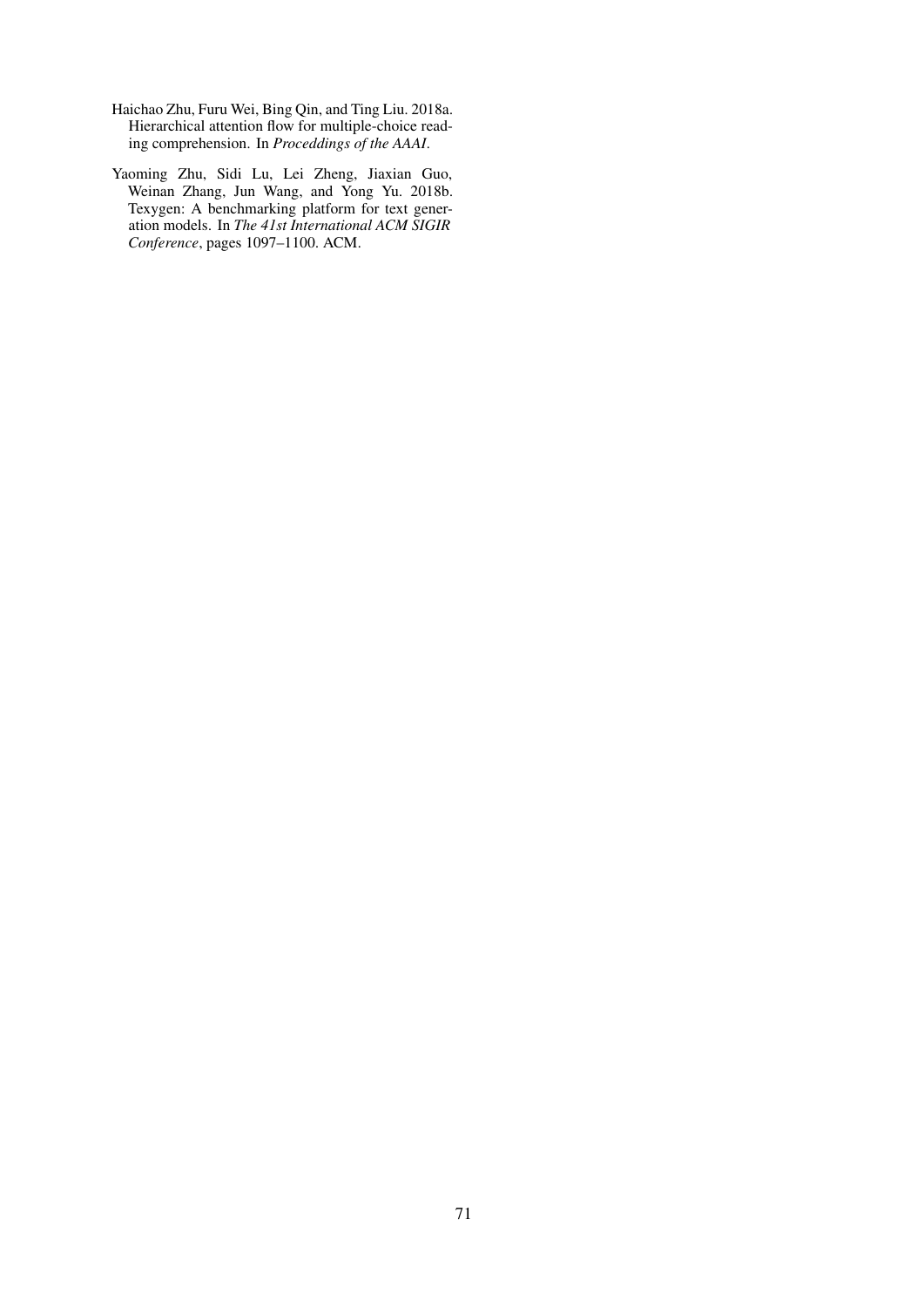Haichao Zhu, Furu Wei, Bing Qin, and Ting Liu. 2018a. Hierarchical attention flow for multiple-choice reading comprehension. In *Proceddings of the AAAI*.

Yaoming Zhu, Sidi Lu, Lei Zheng, Jiaxian Guo, Weinan Zhang, Jun Wang, and Yong Yu. 2018b. Texygen: A benchmarking platform for text generation models. In *The 41st International ACM SIGIR Conference*, pages 1097–1100. ACM.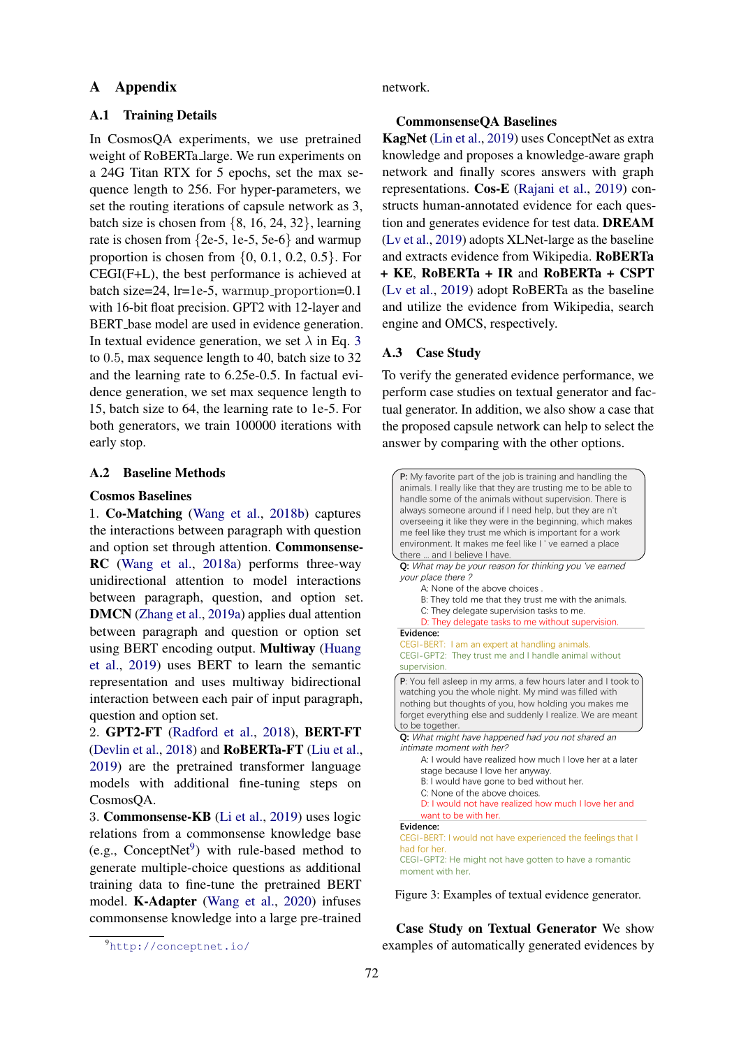# A Appendix

## A.1 Training Details

In CosmosQA experiments, we use pretrained weight of RoBERTa_large. We run experiments on a 24G Titan RTX for 5 epochs, set the max sequence length to 256. For hyper-parameters, we set the routing iterations of capsule network as 3, batch size is chosen from {8, 16, 24, 32}, learning rate is chosen from {2e-5, 1e-5, 5e-6} and warmup proportion is chosen from {0, 0.1, 0.2, 0.5}. For CEGI(F+L), the best performance is achieved at batch size=24, lr=1e-5, warmup_proportion=0.1 with 16-bit float precision. GPT2 with 12-layer and BERT_base model are used in evidence generation. In textual evidence generation, we set $\lambda$ in Eq. 3 to 0.5, max sequence length to 40, batch size to 32 and the learning rate to 6.25e-0.5. In factual evidence generation, we set max sequence length to 15, batch size to 64, the learning rate to 1e-5. For both generators, we train 100000 iterations with early stop.

## A.2 Baseline Methods

**Cosmos Baselines**

1. **Co-Matching** (Wang et al., 2018b) captures the interactions between paragraph with question and option set through attention. **Commonsense-RC** (Wang et al., 2018a) performs three-way unidirectional attention to model interactions between paragraph, question, and option set. **DMCN** (Zhang et al., 2019a) applies dual attention between paragraph and question or option set using BERT encoding output. **Multiway** (Huang et al., 2019) uses BERT to learn the semantic representation and uses multiway bidirectional interaction between each pair of input paragraph, question and option set.
2. **GPT2-FT** (Radford et al., 2018), **BERT-FT** (Devlin et al., 2018) and **RoBERTa-FT** (Liu et al., 2019) are the pretrained transformer language models with additional fine-tuning steps on CosmosQA.
3. **Commonsense-KB** (Li et al., 2019) uses logic relations from a commonsense knowledge base (e.g., ConceptNet[9]) with rule-based method to generate multiple-choice questions as additional training data to fine-tune the pretrained BERT model. **K-Adapter** (Wang et al., 2020) infuses commonsense knowledge into a large pre-trained network.

[9] http://conceptnet.io/

**CommonsenseQA Baselines**

**KagNet** (Lin et al., 2019) uses ConceptNet as extra knowledge and proposes a knowledge-aware graph network and finally scores answers with graph representations. **Cos-E** (Rajani et al., 2019) constructs human-annotated evidence for each question and generates evidence for test data. **DREAM** (Lv et al., 2019) adopts XLNet-large as the baseline and extracts evidence from Wikipedia. **RoBERTa + KE**, **RoBERTa + IR** and **RoBERTa + CSPT** (Lv et al., 2019) adopt RoBERTa as the baseline and utilize the evidence from Wikipedia, search engine and OMCS, respectively.

## A.3 Case Study

To verify the generated evidence performance, we perform case studies on textual generator and factual generator. In addition, we also show a case that the proposed capsule network can help to select the answer by comparing with the other options.

**P:** My favorite part of the job is training and handling the animals. I really like that they are trusting me to be able to handle some of the animals without supervision. There is always someone around if I need help, but they are n't overseeing it like they were in the beginning, which makes me feel like they trust me which is important for a work environment. It makes me feel like I ' ve earned a place there ... and I believe I have.

**Q:** *What may be your reason for thinking you 've earned your place there ?*

A: None of the above choices .
B: They told me that they trust me with the animals.
C: They delegate supervision tasks to me.
D: They delegate tasks to me without supervision.

**Evidence:**
CEGI-BERT: I am an expert at handling animals.
CEGI-GPT2: They trust me and I handle animal without supervision.

**P:** You fell asleep in my arms, a few hours later and I took to watching you the whole night. My mind was filled with nothing but thoughts of you, how holding you makes me forget everything else and suddenly I realize. We are meant to be together.

**Q:** *What might have happened had you not shared an intimate moment with her?*

A: I would have realized how much I love her at a later stage because I love her anyway.
B: I would have gone to bed without her.
C: None of the above choices.
D: I would not have realized how much I love her and want to be with her.

**Evidence:**
CEGI-BERT: I would not have experienced the feelings that I had for her.
CEGI-GPT2: He might not have gotten to have a romantic moment with her.

Figure 3: Examples of textual evidence generator.

**Case Study on Textual Generator** We show examples of automatically generated evidences by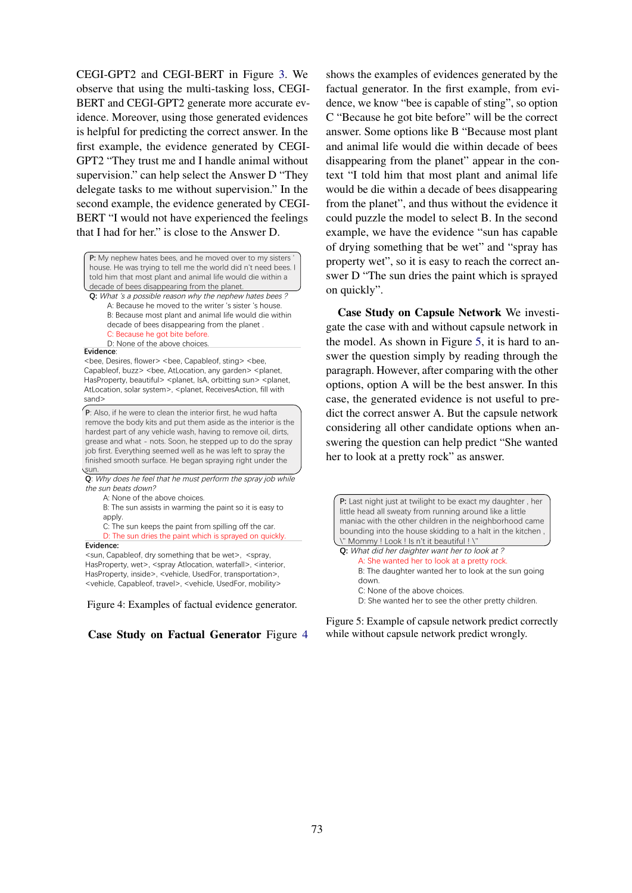CEGI-GPT2 and CEGI-BERT in Figure 3. We observe that using the multi-tasking loss, CEGI-BERT and CEGI-GPT2 generate more accurate evidence. Moreover, using those generated evidences is helpful for predicting the correct answer. In the first example, the evidence generated by CEGI-GPT2 "They trust me and I handle animal without supervision." can help select the Answer D "They delegate tasks to me without supervision." In the second example, the evidence generated by CEGI-BERT "I would not have experienced the feelings that I had for her." is close to the Answer D.

**P:** My nephew hates bees, and he moved over to my sisters ' house. He was trying to tell me the world did n't need bees. I told him that most plant and animal life would die within a decade of bees disappearing from the planet.

**Q:** *What 's a possible reason why the nephew hates bees ?*

A: Because he moved to the writer 's sister 's house.
B: Because most plant and animal life would die within decade of bees disappearing from the planet .
C: Because he got bite before.
D: None of the above choices.

**Evidence**:
<bee, Desires, flower> <bee, Capableof, sting> <bee, Capableof, buzz> <bee, AtLocation, any garden> <planet, HasProperty, beautiful> <planet, IsA, orbitting sun> <planet, AtLocation, solar system>, <planet, ReceivesAction, fill with sand>

**P**: Also, if he were to clean the interior first, he wud hafta remove the body kits and put them aside as the interior is the hardest part of any vehicle wash, having to remove oil, dirts, grease and what - nots. Soon, he stepped up to do the spray job first. Everything seemed well as he was left to spray the finished smooth surface. He began spraying right under the sun.

**Q**: *Why does he feel that he must perform the spray job while the sun beats down?*

A: None of the above choices.
B: The sun assists in warming the paint so it is easy to apply.
C: The sun keeps the paint from spilling off the car.
D: The sun dries the paint which is sprayed on quickly.

**Evidence:**
<sun, Capableof, dry something that be wet>, <spray, HasProperty, wet>, <spray Atlocation, waterfall>, <interior, HasProperty, inside>, <vehicle, UsedFor, transportation>, <vehicle, Capableof, travel>, <vehicle>, UsedFor, mobility>

Figure 4: Examples of factual evidence generator.

**Case Study on Factual Generator** Figure 4 shows the examples of evidences generated by the factual generator. In the first example, from evidence, we know "bee is capable of sting", so option C "Because he got bite before" will be the correct answer. Some options like B "Because most plant and animal life would die within decade of bees disappearing from the planet" appear in the context "I told him that most plant and animal life would be die within a decade of bees disappearing from the planet", and thus without the evidence it could puzzle the model to select B. In the second example, we have the evidence "sun has capable of drying something that be wet" and "spray has property wet", so it is easy to reach the correct answer D "The sun dries the paint which is sprayed on quickly".

**Case Study on Capsule Network** We investigate the case with and without capsule network in the model. As shown in Figure 5, it is hard to answer the question simply by reading through the paragraph. However, after comparing with the other options, option A will be the best answer. In this case, the generated evidence is not useful to predict the correct answer A. But the capsule network considering all other candidate options when answering the question can help predict "She wanted her to look at a pretty rock" as answer.

**P:** Last night just at twilight to be exact my daughter , her little head all sweaty from running around like a little maniac with the other children in the neighborhood came bounding into the house skidding to a halt in the kitchen , \" Mommy ! Look ! Is n't it beautiful ! \"

**Q:** *What did her daighter want her to look at ?*

A: She wanted her to look at a pretty rock.
B: The daughter wanted her to look at the sun going down.
C: None of the above choices.
D: She wanted her to see the other pretty children.

Figure 5: Example of capsule network predict correctly while without capsule network predict wrongly.